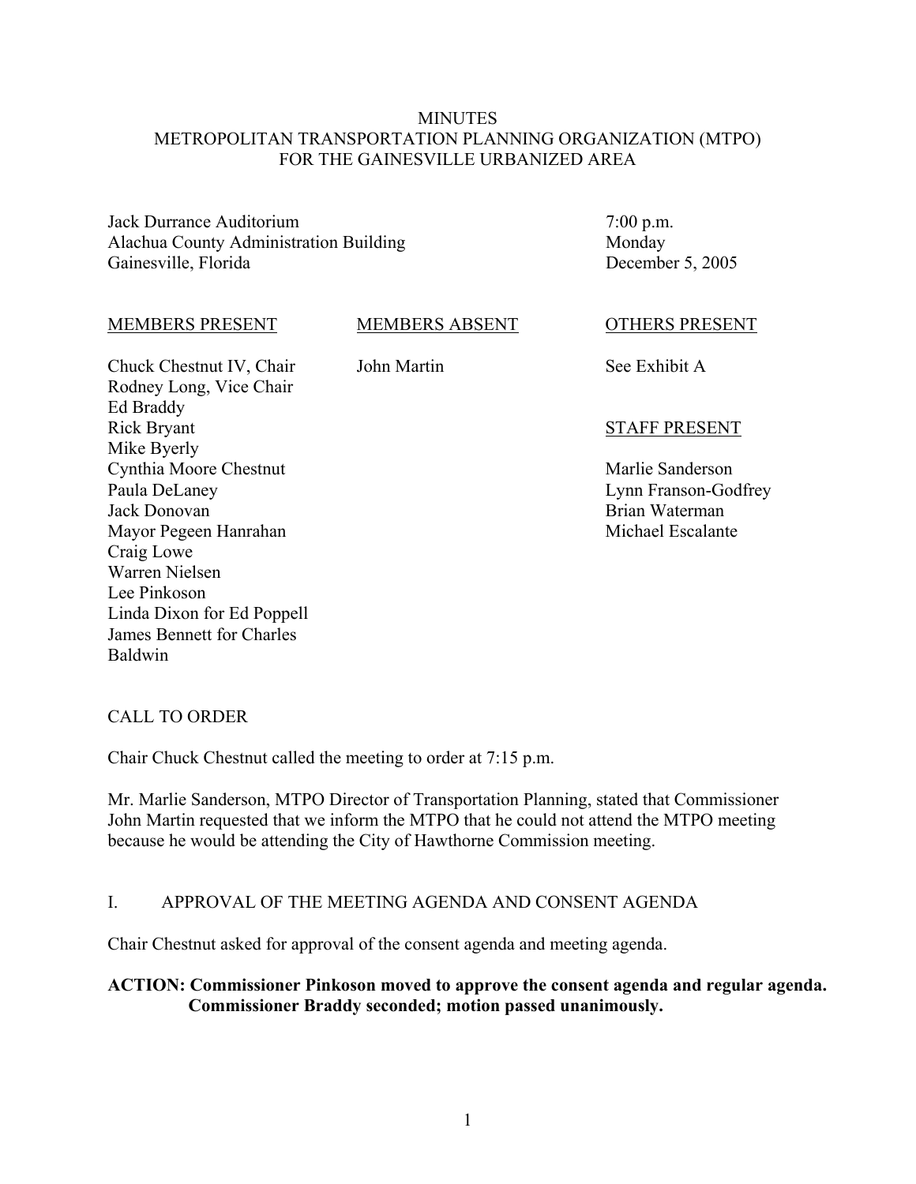# MINUTES
## METROPOLITAN TRANSPORTATION PLANNING ORGANIZATION (MTPO) FOR THE GAINESVILLE URBANIZED AREA

Jack Durrance Auditorium
Alachua County Administration Building
Gainesville, Florida

7:00 p.m.
Monday
December 5, 2005

| MEMBERS PRESENT | MEMBERS ABSENT | OTHERS PRESENT |
|---|---|---|
| Chuck Chestnut IV, Chair | John Martin | See Exhibit A |
| Rodney Long, Vice Chair | | |
| Ed Braddy | | |
| Rick Bryant | | STAFF PRESENT |
| Mike Byerly | | |
| Cynthia Moore Chestnut | | Marlie Sanderson |
| Paula DeLaney | | Lynn Franson-Godfrey |
| Jack Donovan | | Brian Waterman |
| Mayor Pegeen Hanrahan | | Michael Escalante |
| Craig Lowe | | |
| Warren Nielsen | | |
| Lee Pinkoson | | |
| Linda Dixon for Ed Poppell | | |
| James Bennett for Charles Baldwin | | |

## CALL TO ORDER

Chair Chuck Chestnut called the meeting to order at 7:15 p.m.

Mr. Marlie Sanderson, MTPO Director of Transportation Planning, stated that Commissioner John Martin requested that we inform the MTPO that he could not attend the MTPO meeting because he would be attending the City of Hawthorne Commission meeting.

## I. APPROVAL OF THE MEETING AGENDA AND CONSENT AGENDA

Chair Chestnut asked for approval of the consent agenda and meeting agenda.

**ACTION: Commissioner Pinkoson moved to approve the consent agenda and regular agenda. Commissioner Braddy seconded; motion passed unanimously.**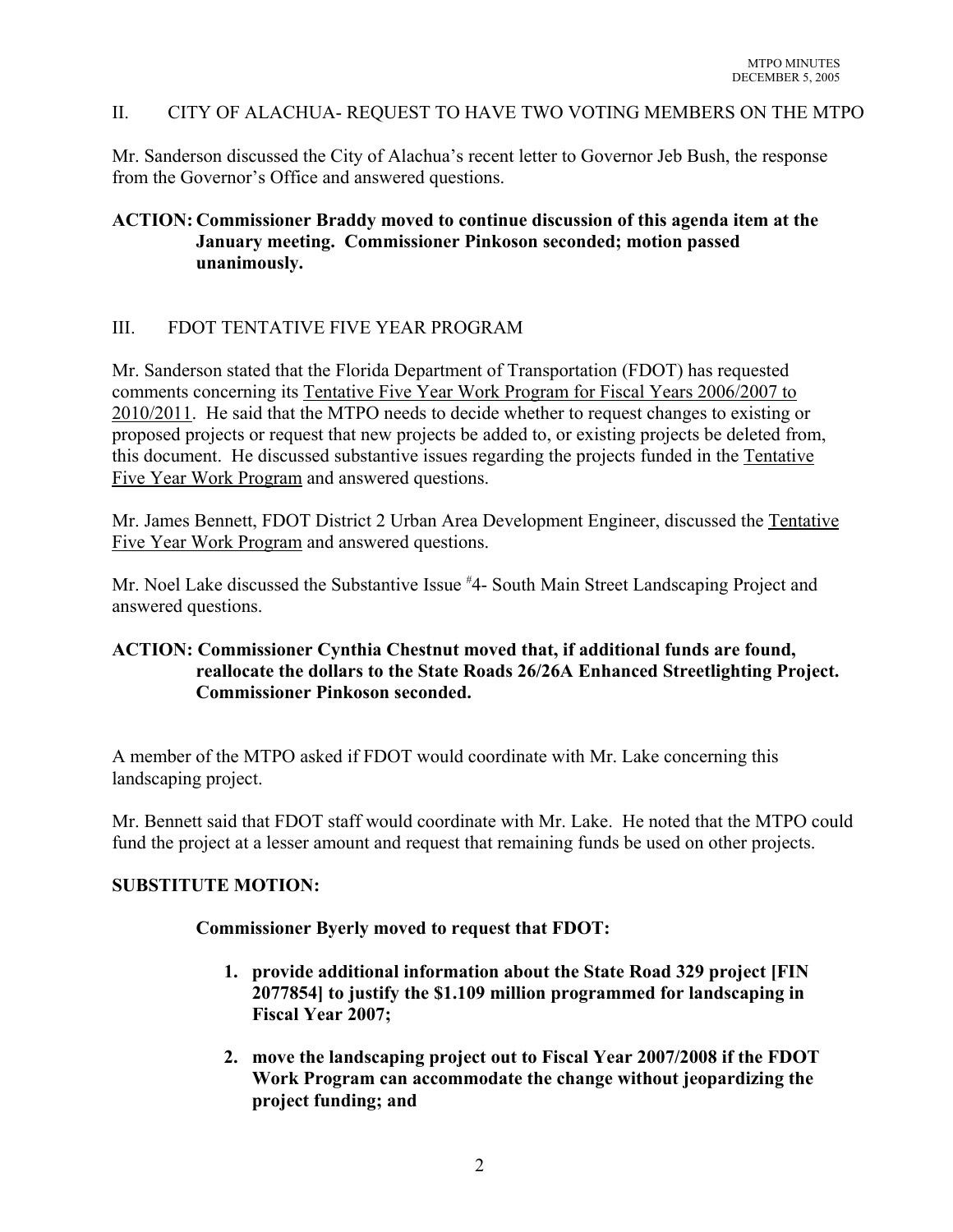## II. CITY OF ALACHUA- REQUEST TO HAVE TWO VOTING MEMBERS ON THE MTPO

Mr. Sanderson discussed the City of Alachua's recent letter to Governor Jeb Bush, the response from the Governor's Office and answered questions.

**ACTION: Commissioner Braddy moved to continue discussion of this agenda item at the January meeting. Commissioner Pinkoson seconded; motion passed unanimously.**

## III. FDOT TENTATIVE FIVE YEAR PROGRAM

Mr. Sanderson stated that the Florida Department of Transportation (FDOT) has requested comments concerning its Tentative Five Year Work Program for Fiscal Years 2006/2007 to 2010/2011. He said that the MTPO needs to decide whether to request changes to existing or proposed projects or request that new projects be added to, or existing projects be deleted from, this document. He discussed substantive issues regarding the projects funded in the Tentative Five Year Work Program and answered questions.

Mr. James Bennett, FDOT District 2 Urban Area Development Engineer, discussed the Tentative Five Year Work Program and answered questions.

Mr. Noel Lake discussed the Substantive Issue #4- South Main Street Landscaping Project and answered questions.

**ACTION: Commissioner Cynthia Chestnut moved that, if additional funds are found, reallocate the dollars to the State Roads 26/26A Enhanced Streetlighting Project. Commissioner Pinkoson seconded.**

A member of the MTPO asked if FDOT would coordinate with Mr. Lake concerning this landscaping project.

Mr. Bennett said that FDOT staff would coordinate with Mr. Lake. He noted that the MTPO could fund the project at a lesser amount and request that remaining funds be used on other projects.

**SUBSTITUTE MOTION:**

**Commissioner Byerly moved to request that FDOT:**

1. **provide additional information about the State Road 329 project [FIN 2077854] to justify the $1.109 million programmed for landscaping in Fiscal Year 2007;**
2. **move the landscaping project out to Fiscal Year 2007/2008 if the FDOT Work Program can accommodate the change without jeopardizing the project funding; and**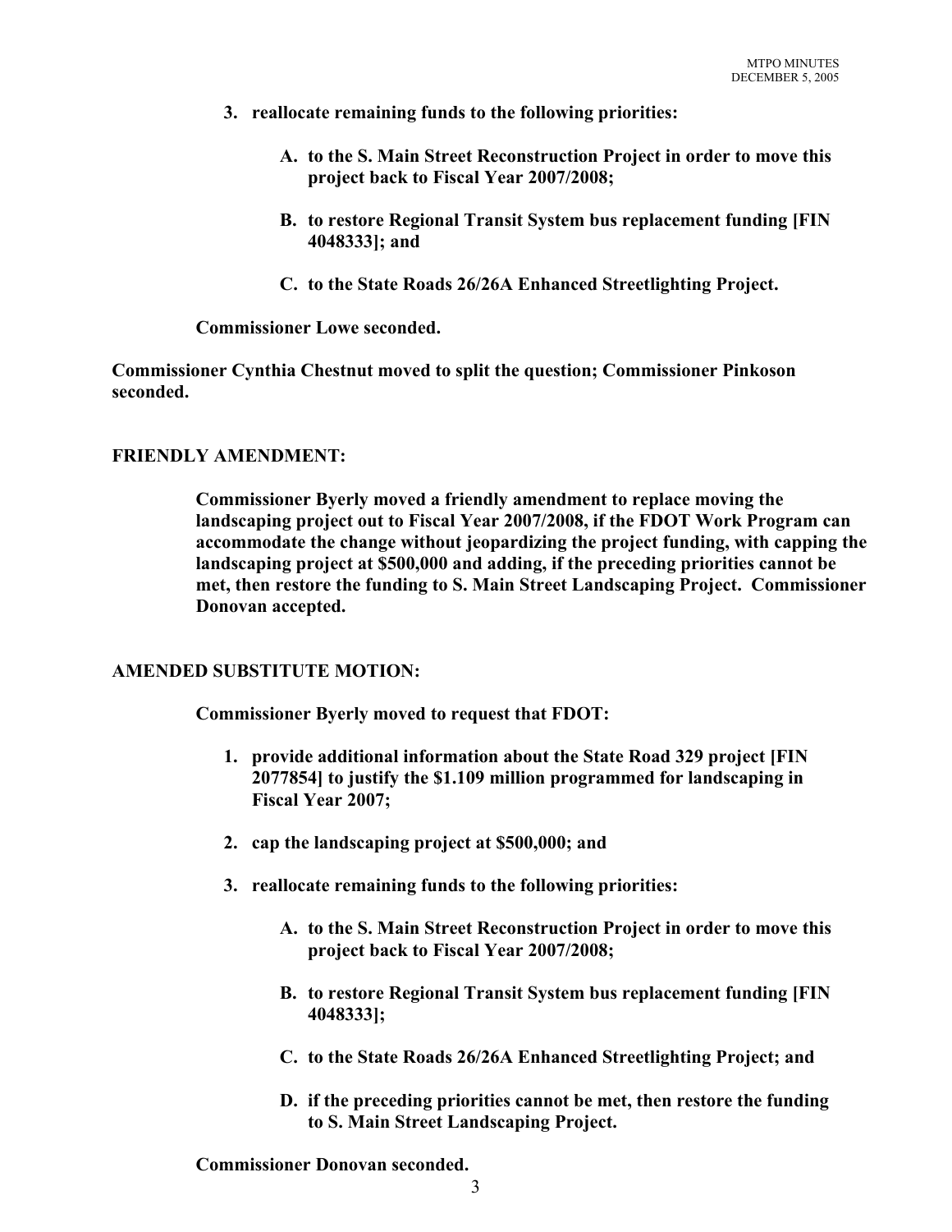**3. reallocate remaining funds to the following priorities:**

**A. to the S. Main Street Reconstruction Project in order to move this project back to Fiscal Year 2007/2008;**

**B. to restore Regional Transit System bus replacement funding [FIN 4048333]; and**

**C. to the State Roads 26/26A Enhanced Streetlighting Project.**

**Commissioner Lowe seconded.**

**Commissioner Cynthia Chestnut moved to split the question; Commissioner Pinkoson seconded.**

**FRIENDLY AMENDMENT:**

**Commissioner Byerly moved a friendly amendment to replace moving the landscaping project out to Fiscal Year 2007/2008, if the FDOT Work Program can accommodate the change without jeopardizing the project funding, with capping the landscaping project at $500,000 and adding, if the preceding priorities cannot be met, then restore the funding to S. Main Street Landscaping Project. Commissioner Donovan accepted.**

**AMENDED SUBSTITUTE MOTION:**

**Commissioner Byerly moved to request that FDOT:**

**1. provide additional information about the State Road 329 project [FIN 2077854] to justify the $1.109 million programmed for landscaping in Fiscal Year 2007;**

**2. cap the landscaping project at $500,000; and**

**3. reallocate remaining funds to the following priorities:**

**A. to the S. Main Street Reconstruction Project in order to move this project back to Fiscal Year 2007/2008;**

**B. to restore Regional Transit System bus replacement funding [FIN 4048333];**

**C. to the State Roads 26/26A Enhanced Streetlighting Project; and**

**D. if the preceding priorities cannot be met, then restore the funding to S. Main Street Landscaping Project.**

**Commissioner Donovan seconded.**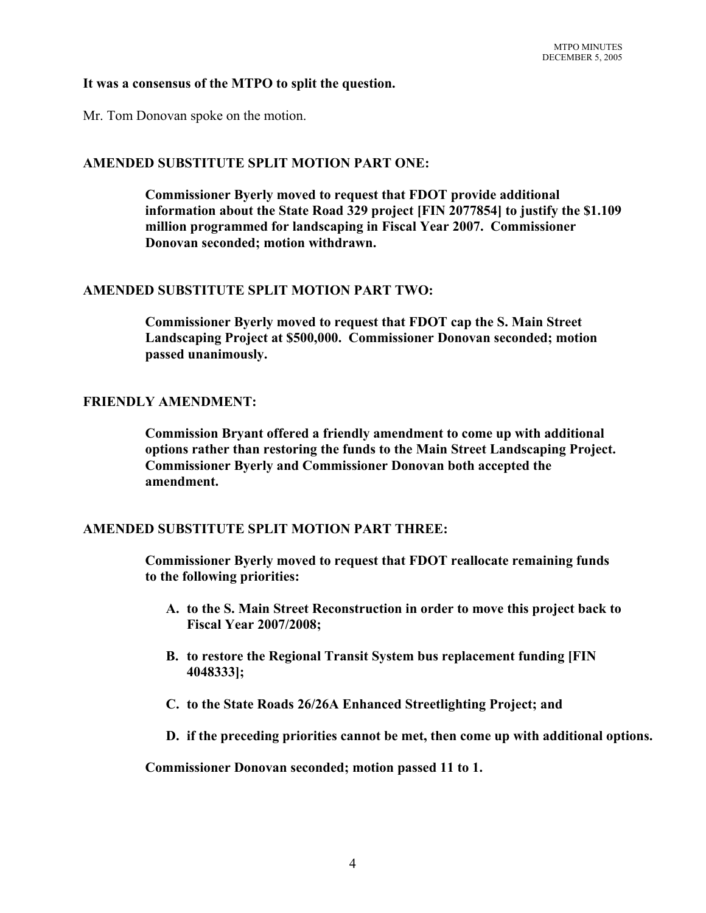**It was a consensus of the MTPO to split the question.**

Mr. Tom Donovan spoke on the motion.

**AMENDED SUBSTITUTE SPLIT MOTION PART ONE:**

> **Commissioner Byerly moved to request that FDOT provide additional information about the State Road 329 project [FIN 2077854] to justify the $1.109 million programmed for landscaping in Fiscal Year 2007. Commissioner Donovan seconded; motion withdrawn.**

**AMENDED SUBSTITUTE SPLIT MOTION PART TWO:**

> **Commissioner Byerly moved to request that FDOT cap the S. Main Street Landscaping Project at $500,000. Commissioner Donovan seconded; motion passed unanimously.**

**FRIENDLY AMENDMENT:**

> **Commission Bryant offered a friendly amendment to come up with additional options rather than restoring the funds to the Main Street Landscaping Project. Commissioner Byerly and Commissioner Donovan both accepted the amendment.**

**AMENDED SUBSTITUTE SPLIT MOTION PART THREE:**

> **Commissioner Byerly moved to request that FDOT reallocate remaining funds to the following priorities:**
>
> **A. to the S. Main Street Reconstruction in order to move this project back to Fiscal Year 2007/2008;**
>
> **B. to restore the Regional Transit System bus replacement funding [FIN 4048333];**
>
> **C. to the State Roads 26/26A Enhanced Streetlighting Project; and**
>
> **D. if the preceding priorities cannot be met, then come up with additional options.**
>
> **Commissioner Donovan seconded; motion passed 11 to 1.**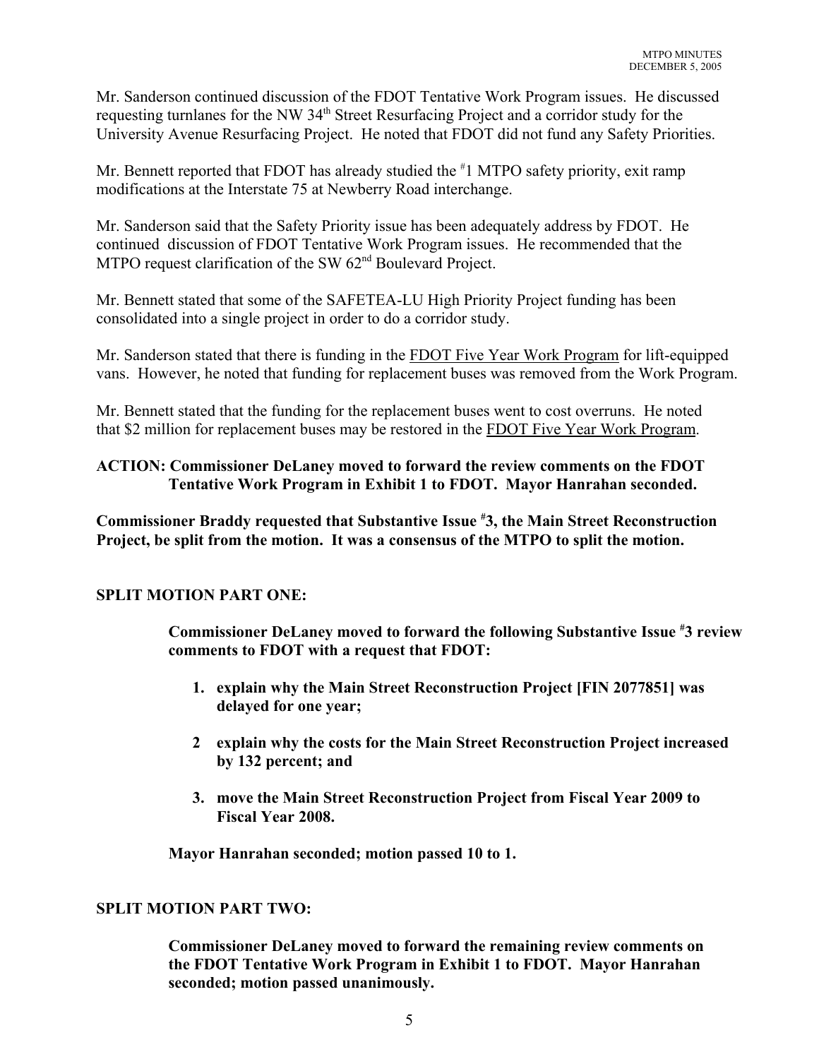Mr. Sanderson continued discussion of the FDOT Tentative Work Program issues. He discussed requesting turnlanes for the NW 34th Street Resurfacing Project and a corridor study for the University Avenue Resurfacing Project. He noted that FDOT did not fund any Safety Priorities.

Mr. Bennett reported that FDOT has already studied the #1 MTPO safety priority, exit ramp modifications at the Interstate 75 at Newberry Road interchange.

Mr. Sanderson said that the Safety Priority issue has been adequately address by FDOT. He continued discussion of FDOT Tentative Work Program issues. He recommended that the MTPO request clarification of the SW 62nd Boulevard Project.

Mr. Bennett stated that some of the SAFETEA-LU High Priority Project funding has been consolidated into a single project in order to do a corridor study.

Mr. Sanderson stated that there is funding in the FDOT Five Year Work Program for lift-equipped vans. However, he noted that funding for replacement buses was removed from the Work Program.

Mr. Bennett stated that the funding for the replacement buses went to cost overruns. He noted that $2 million for replacement buses may be restored in the FDOT Five Year Work Program.

**ACTION: Commissioner DeLaney moved to forward the review comments on the FDOT Tentative Work Program in Exhibit 1 to FDOT. Mayor Hanrahan seconded.**

**Commissioner Braddy requested that Substantive Issue #3, the Main Street Reconstruction Project, be split from the motion. It was a consensus of the MTPO to split the motion.**

**SPLIT MOTION PART ONE:**

**Commissioner DeLaney moved to forward the following Substantive Issue #3 review comments to FDOT with a request that FDOT:**

1. **explain why the Main Street Reconstruction Project [FIN 2077851] was delayed for one year;**
2. **explain why the costs for the Main Street Reconstruction Project increased by 132 percent; and**
3. **move the Main Street Reconstruction Project from Fiscal Year 2009 to Fiscal Year 2008.**

**Mayor Hanrahan seconded; motion passed 10 to 1.**

**SPLIT MOTION PART TWO:**

**Commissioner DeLaney moved to forward the remaining review comments on the FDOT Tentative Work Program in Exhibit 1 to FDOT. Mayor Hanrahan seconded; motion passed unanimously.**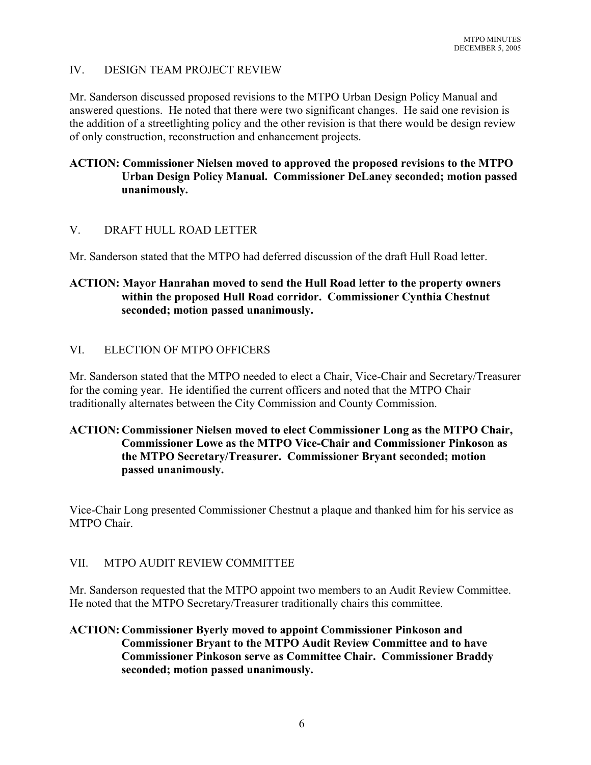## IV. DESIGN TEAM PROJECT REVIEW

Mr. Sanderson discussed proposed revisions to the MTPO Urban Design Policy Manual and answered questions. He noted that there were two significant changes. He said one revision is the addition of a streetlighting policy and the other revision is that there would be design review of only construction, reconstruction and enhancement projects.

**ACTION: Commissioner Nielsen moved to approved the proposed revisions to the MTPO Urban Design Policy Manual. Commissioner DeLaney seconded; motion passed unanimously.**

## V. DRAFT HULL ROAD LETTER

Mr. Sanderson stated that the MTPO had deferred discussion of the draft Hull Road letter.

**ACTION: Mayor Hanrahan moved to send the Hull Road letter to the property owners within the proposed Hull Road corridor. Commissioner Cynthia Chestnut seconded; motion passed unanimously.**

## VI. ELECTION OF MTPO OFFICERS

Mr. Sanderson stated that the MTPO needed to elect a Chair, Vice-Chair and Secretary/Treasurer for the coming year. He identified the current officers and noted that the MTPO Chair traditionally alternates between the City Commission and County Commission.

**ACTION: Commissioner Nielsen moved to elect Commissioner Long as the MTPO Chair, Commissioner Lowe as the MTPO Vice-Chair and Commissioner Pinkoson as the MTPO Secretary/Treasurer. Commissioner Bryant seconded; motion passed unanimously.**

Vice-Chair Long presented Commissioner Chestnut a plaque and thanked him for his service as MTPO Chair.

## VII. MTPO AUDIT REVIEW COMMITTEE

Mr. Sanderson requested that the MTPO appoint two members to an Audit Review Committee. He noted that the MTPO Secretary/Treasurer traditionally chairs this committee.

**ACTION: Commissioner Byerly moved to appoint Commissioner Pinkoson and Commissioner Bryant to the MTPO Audit Review Committee and to have Commissioner Pinkoson serve as Committee Chair. Commissioner Braddy seconded; motion passed unanimously.**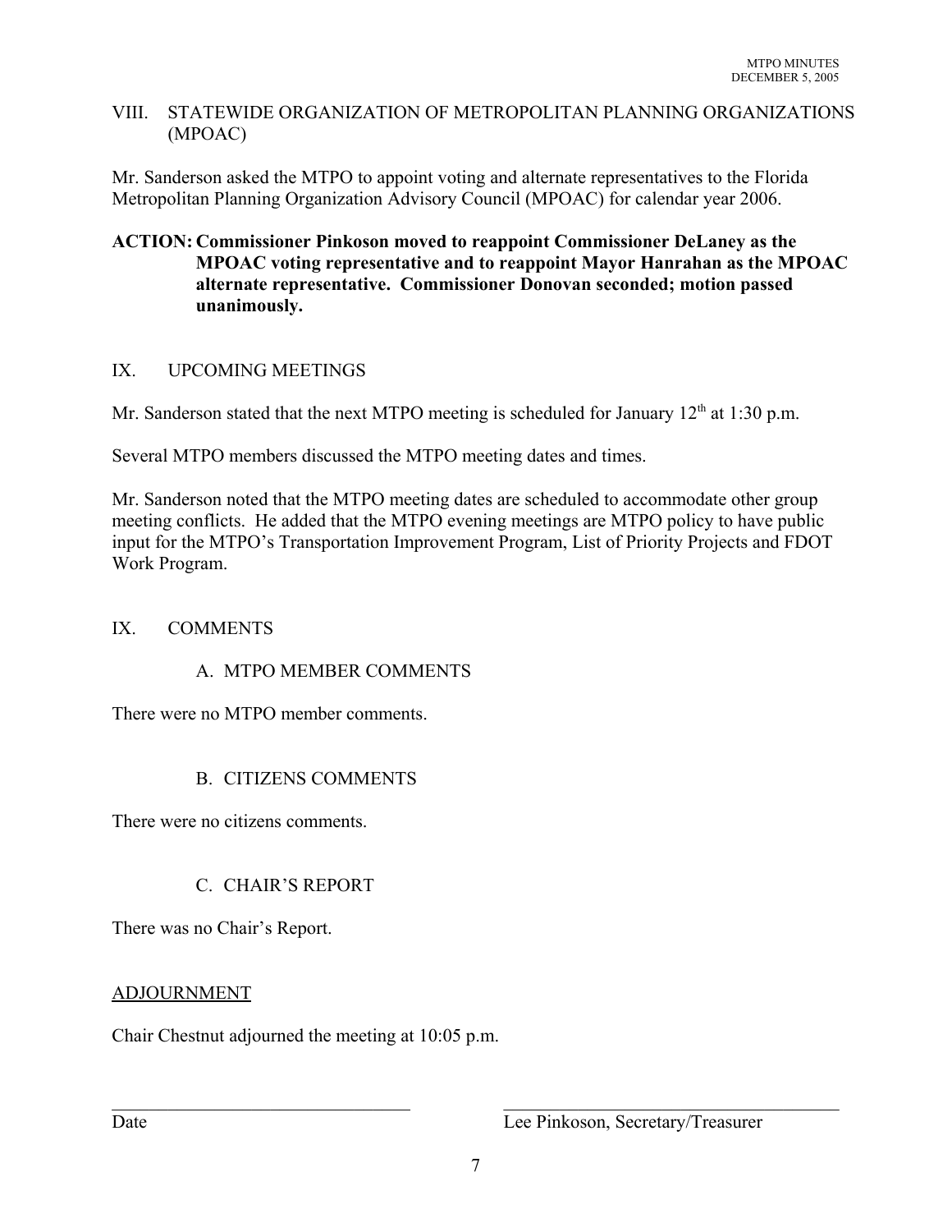## VIII. STATEWIDE ORGANIZATION OF METROPOLITAN PLANNING ORGANIZATIONS (MPOAC)

Mr. Sanderson asked the MTPO to appoint voting and alternate representatives to the Florida Metropolitan Planning Organization Advisory Council (MPOAC) for calendar year 2006.

**ACTION: Commissioner Pinkoson moved to reappoint Commissioner DeLaney as the MPOAC voting representative and to reappoint Mayor Hanrahan as the MPOAC alternate representative. Commissioner Donovan seconded; motion passed unanimously.**

## IX. UPCOMING MEETINGS

Mr. Sanderson stated that the next MTPO meeting is scheduled for January 12th at 1:30 p.m.

Several MTPO members discussed the MTPO meeting dates and times.

Mr. Sanderson noted that the MTPO meeting dates are scheduled to accommodate other group meeting conflicts. He added that the MTPO evening meetings are MTPO policy to have public input for the MTPO's Transportation Improvement Program, List of Priority Projects and FDOT Work Program.

## IX. COMMENTS

### A. MTPO MEMBER COMMENTS

There were no MTPO member comments.

### B. CITIZENS COMMENTS

There were no citizens comments.

### C. CHAIR'S REPORT

There was no Chair's Report.

## ADJOURNMENT

Chair Chestnut adjourned the meeting at 10:05 p.m.

\_\_\_\_\_\_\_\_\_\_\_\_\_\_\_\_\_\_\_\_\_\_\_\_\_\_\_\_\_\_\_\_ \_\_\_\_\_\_\_\_\_\_\_\_\_\_\_\_\_\_\_\_\_\_\_\_\_\_\_\_\_\_\_\_

Date Lee Pinkoson, Secretary/Treasurer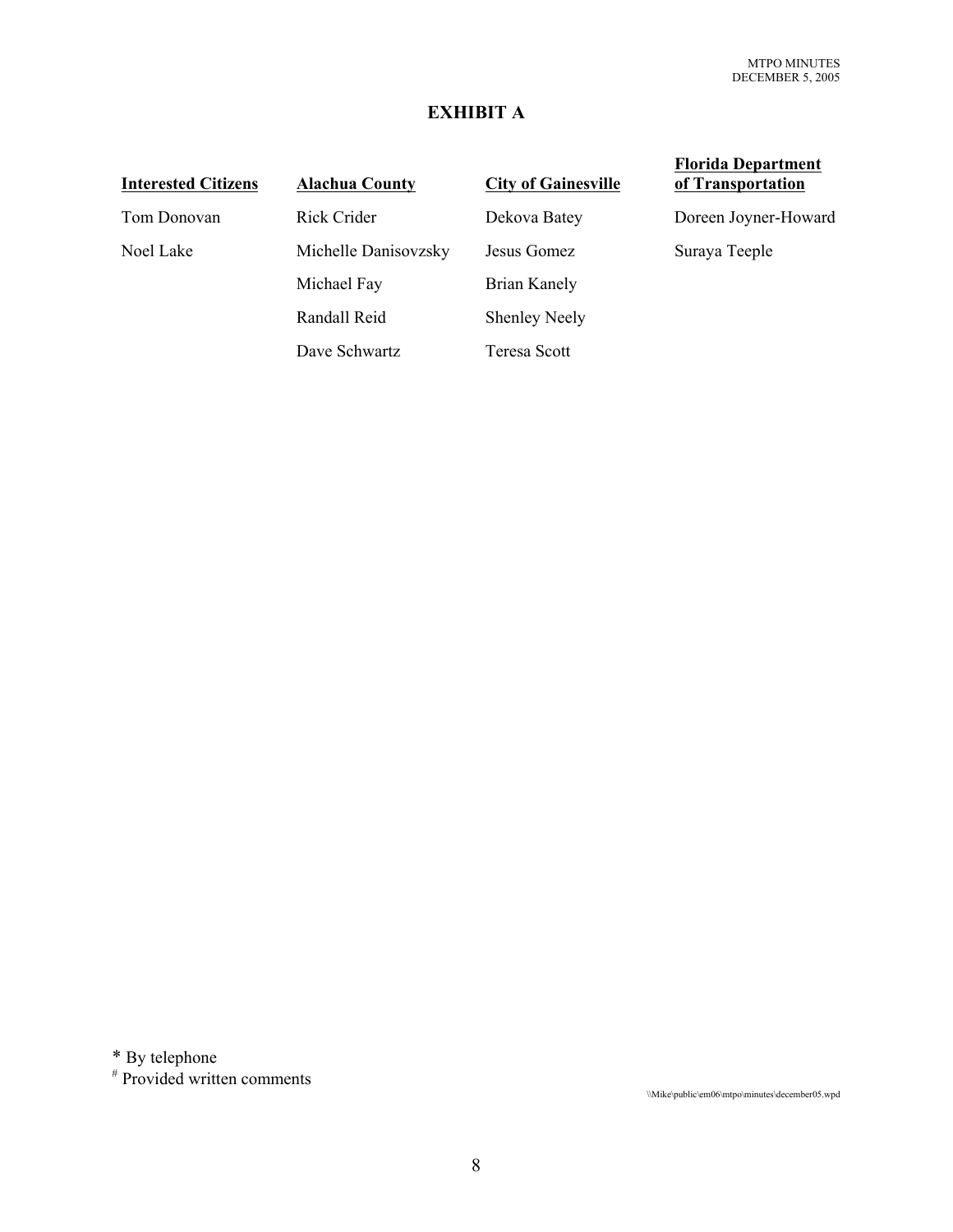# EXHIBIT A

| Interested Citizens | Alachua County | City of Gainesville | Florida Department of Transportation |
|---|---|---|---|
| Tom Donovan | Rick Crider | Dekova Batey | Doreen Joyner-Howard |
| Noel Lake | Michelle Danisovzsky | Jesus Gomez | Suraya Teeple |
| | Michael Fay | Brian Kanely | |
| | Randall Reid | Shenley Neely | |
| | Dave Schwartz | Teresa Scott | |

\* By telephone

[#] Provided written comments

\\Mike\public\em06\mtpo\minutes\december05.wpd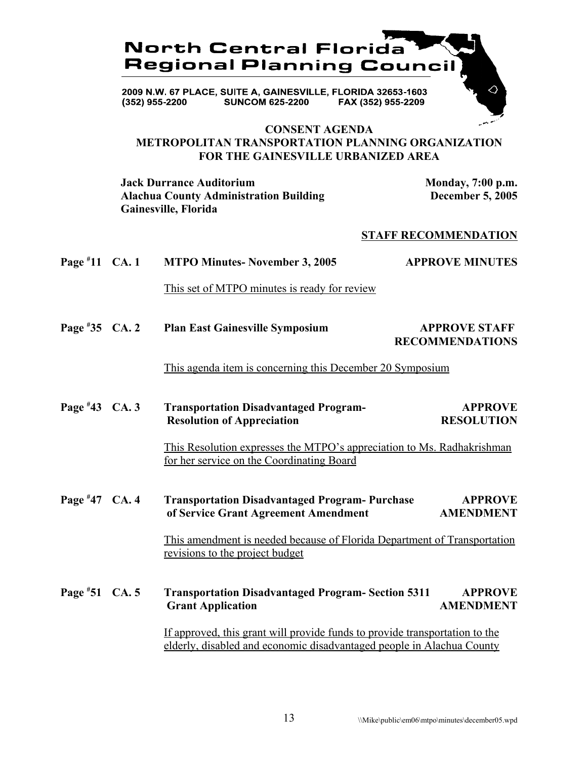# North Central Florida Regional Planning Council

2009 N.W. 67 PLACE, SUITE A, GAINESVILLE, FLORIDA 32653-1603
(352) 955-2200 SUNCOM 625-2200 FAX (352) 955-2209

## CONSENT AGENDA
## METROPOLITAN TRANSPORTATION PLANNING ORGANIZATION FOR THE GAINESVILLE URBANIZED AREA

**Jack Durrance Auditorium**
**Alachua County Administration Building**
**Gainesville, Florida**

**Monday, 7:00 p.m.**
**December 5, 2005**

**STAFF RECOMMENDATION**

**Page #11 CA. 1 MTPO Minutes- November 3, 2005** — **APPROVE MINUTES**

This set of MTPO minutes is ready for review

**Page #35 CA. 2 Plan East Gainesville Symposium** — **APPROVE STAFF RECOMMENDATIONS**

This agenda item is concerning this December 20 Symposium

**Page #43 CA. 3 Transportation Disadvantaged Program- Resolution of Appreciation** — **APPROVE RESOLUTION**

This Resolution expresses the MTPO's appreciation to Ms. Radhakrishman for her service on the Coordinating Board

**Page #47 CA. 4 Transportation Disadvantaged Program- Purchase of Service Grant Agreement Amendment** — **APPROVE AMENDMENT**

This amendment is needed because of Florida Department of Transportation revisions to the project budget

**Page #51 CA. 5 Transportation Disadvantaged Program- Section 5311 Grant Application** — **APPROVE AMENDMENT**

If approved, this grant will provide funds to provide transportation to the elderly, disabled and economic disadvantaged people in Alachua County

\\Mike\public\em06\mtpo\minutes\december05.wpd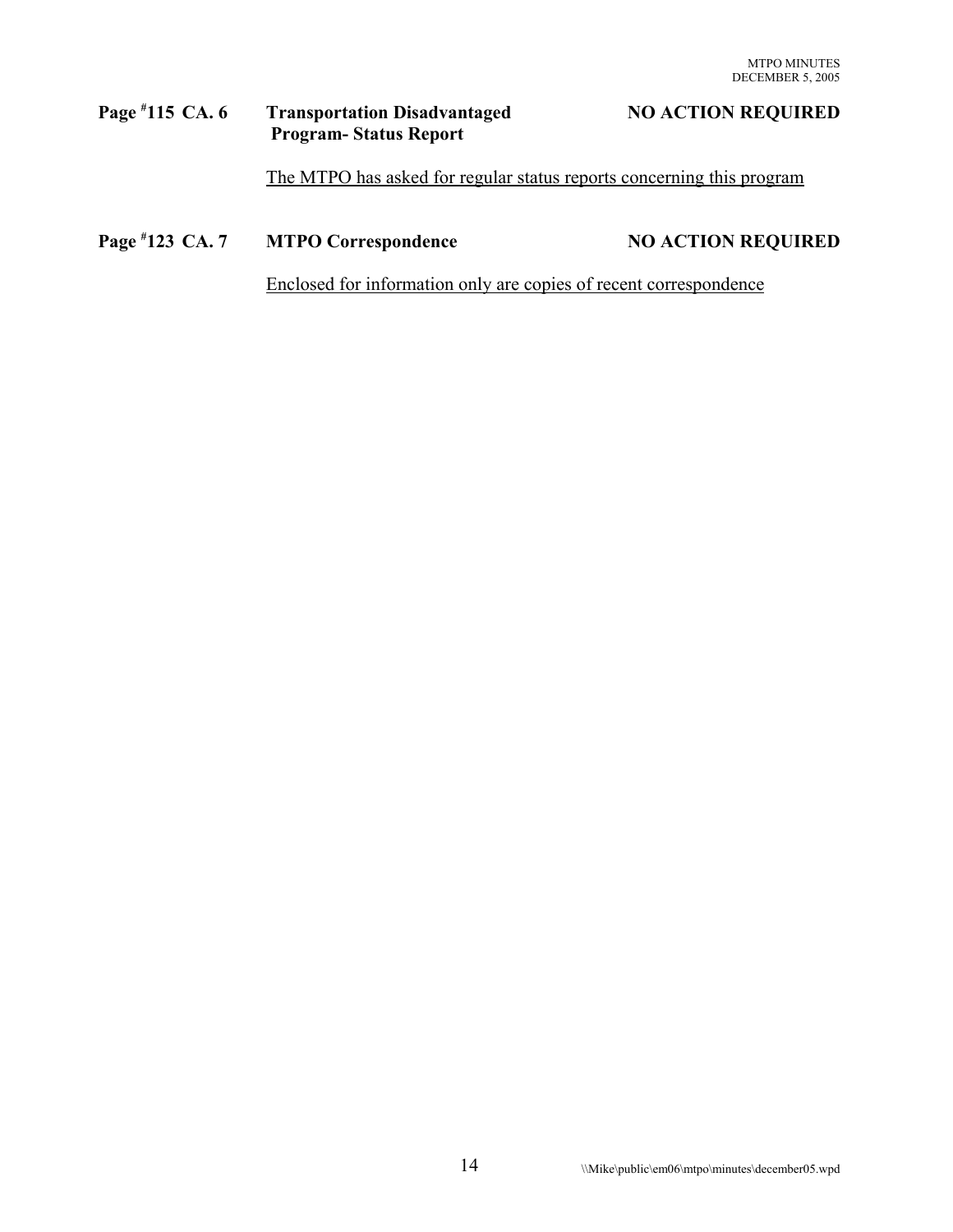**Page #115 CA. 6 Transportation Disadvantaged Program- Status Report** **NO ACTION REQUIRED**

The MTPO has asked for regular status reports concerning this program

**Page #123 CA. 7 MTPO Correspondence** **NO ACTION REQUIRED**

Enclosed for information only are copies of recent correspondence